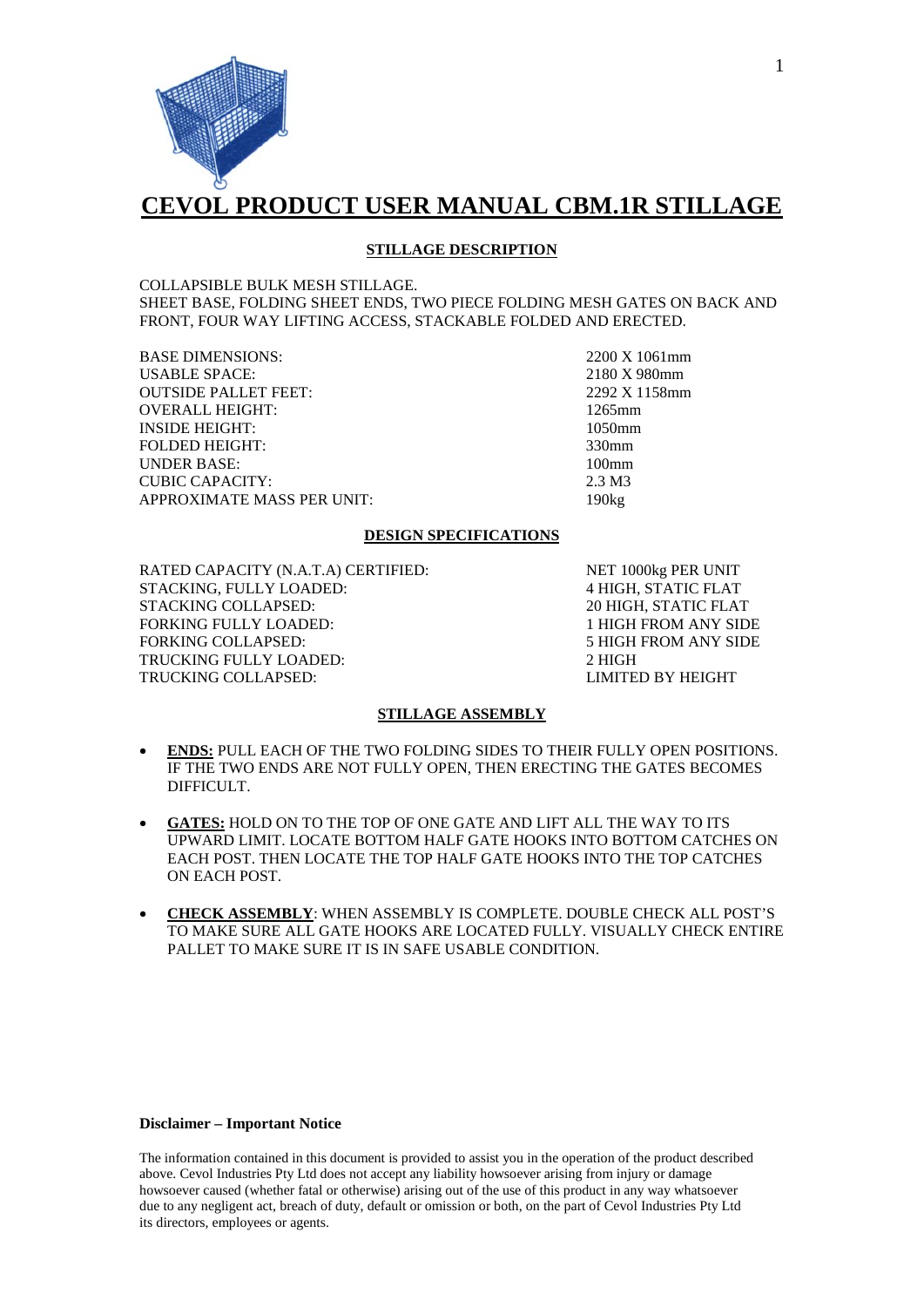# CEVOL PRODUCT USER MANUAL CBM.1R STILLAGE

## STILLAGE DESCRIPTION

COLLAPSIBLE BULK MESH STILLAGE.
SHEET BASE, FOLDING SHEET ENDS, TWO PIECE FOLDING MESH GATES ON BACK AND FRONT, FOUR WAY LIFTING ACCESS, STACKABLE FOLDED AND ERECTED.

| | |
|---|---|
| BASE DIMENSIONS: | 2200 X 1061mm |
| USABLE SPACE: | 2180 X 980mm |
| OUTSIDE PALLET FEET: | 2292 X 1158mm |
| OVERALL HEIGHT: | 1265mm |
| INSIDE HEIGHT: | 1050mm |
| FOLDED HEIGHT: | 330mm |
| UNDER BASE: | 100mm |
| CUBIC CAPACITY: | 2.3 M3 |
| APPROXIMATE MASS PER UNIT: | 190kg |

## DESIGN SPECIFICATIONS

| | |
|---|---|
| RATED CAPACITY (N.A.T.A) CERTIFIED: | NET 1000kg PER UNIT |
| STACKING, FULLY LOADED: | 4 HIGH, STATIC FLAT |
| STACKING COLLAPSED: | 20 HIGH, STATIC FLAT |
| FORKING FULLY LOADED: | 1 HIGH FROM ANY SIDE |
| FORKING COLLAPSED: | 5 HIGH FROM ANY SIDE |
| TRUCKING FULLY LOADED: | 2 HIGH |
| TRUCKING COLLAPSED: | LIMITED BY HEIGHT |

## STILLAGE ASSEMBLY

- **ENDS:** PULL EACH OF THE TWO FOLDING SIDES TO THEIR FULLY OPEN POSITIONS. IF THE TWO ENDS ARE NOT FULLY OPEN, THEN ERECTING THE GATES BECOMES DIFFICULT.

- **GATES:** HOLD ON TO THE TOP OF ONE GATE AND LIFT ALL THE WAY TO ITS UPWARD LIMIT. LOCATE BOTTOM HALF GATE HOOKS INTO BOTTOM CATCHES ON EACH POST. THEN LOCATE THE TOP HALF GATE HOOKS INTO THE TOP CATCHES ON EACH POST.

- **CHECK ASSEMBLY**: WHEN ASSEMBLY IS COMPLETE. DOUBLE CHECK ALL POST'S TO MAKE SURE ALL GATE HOOKS ARE LOCATED FULLY. VISUALLY CHECK ENTIRE PALLET TO MAKE SURE IT IS IN SAFE USABLE CONDITION.

**Disclaimer – Important Notice**

The information contained in this document is provided to assist you in the operation of the product described above. Cevol Industries Pty Ltd does not accept any liability howsoever arising from injury or damage howsoever caused (whether fatal or otherwise) arising out of the use of this product in any way whatsoever due to any negligent act, breach of duty, default or omission or both, on the part of Cevol Industries Pty Ltd its directors, employees or agents.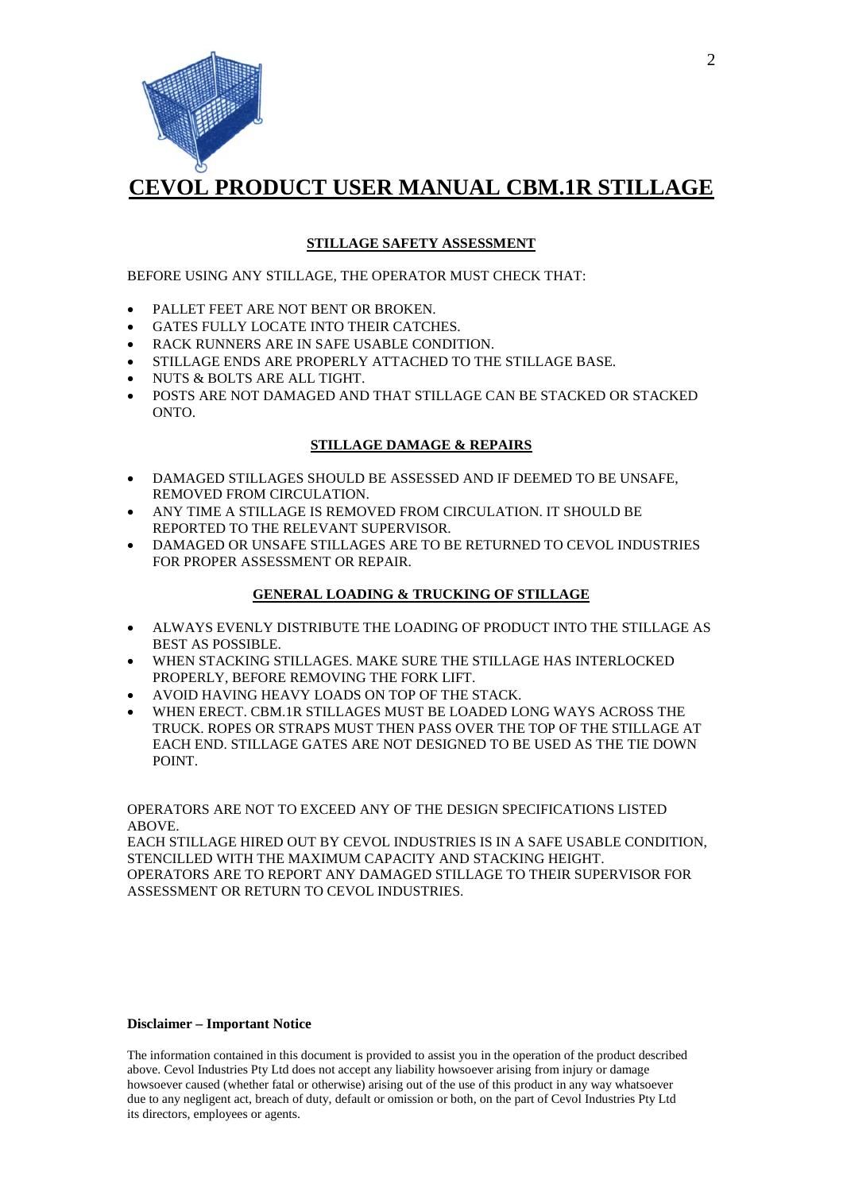# CEVOL PRODUCT USER MANUAL CBM.1R STILLAGE

## STILLAGE SAFETY ASSESSMENT

BEFORE USING ANY STILLAGE, THE OPERATOR MUST CHECK THAT:

- PALLET FEET ARE NOT BENT OR BROKEN.
- GATES FULLY LOCATE INTO THEIR CATCHES.
- RACK RUNNERS ARE IN SAFE USABLE CONDITION.
- STILLAGE ENDS ARE PROPERLY ATTACHED TO THE STILLAGE BASE.
- NUTS & BOLTS ARE ALL TIGHT.
- POSTS ARE NOT DAMAGED AND THAT STILLAGE CAN BE STACKED OR STACKED ONTO.

## STILLAGE DAMAGE & REPAIRS

- DAMAGED STILLAGES SHOULD BE ASSESSED AND IF DEEMED TO BE UNSAFE, REMOVED FROM CIRCULATION.
- ANY TIME A STILLAGE IS REMOVED FROM CIRCULATION. IT SHOULD BE REPORTED TO THE RELEVANT SUPERVISOR.
- DAMAGED OR UNSAFE STILLAGES ARE TO BE RETURNED TO CEVOL INDUSTRIES FOR PROPER ASSESSMENT OR REPAIR.

## GENERAL LOADING & TRUCKING OF STILLAGE

- ALWAYS EVENLY DISTRIBUTE THE LOADING OF PRODUCT INTO THE STILLAGE AS BEST AS POSSIBLE.
- WHEN STACKING STILLAGES. MAKE SURE THE STILLAGE HAS INTERLOCKED PROPERLY, BEFORE REMOVING THE FORK LIFT.
- AVOID HAVING HEAVY LOADS ON TOP OF THE STACK.
- WHEN ERECT. CBM.1R STILLAGES MUST BE LOADED LONG WAYS ACROSS THE TRUCK. ROPES OR STRAPS MUST THEN PASS OVER THE TOP OF THE STILLAGE AT EACH END. STILLAGE GATES ARE NOT DESIGNED TO BE USED AS THE TIE DOWN POINT.

OPERATORS ARE NOT TO EXCEED ANY OF THE DESIGN SPECIFICATIONS LISTED ABOVE.
EACH STILLAGE HIRED OUT BY CEVOL INDUSTRIES IS IN A SAFE USABLE CONDITION, STENCILLED WITH THE MAXIMUM CAPACITY AND STACKING HEIGHT.
OPERATORS ARE TO REPORT ANY DAMAGED STILLAGE TO THEIR SUPERVISOR FOR ASSESSMENT OR RETURN TO CEVOL INDUSTRIES.

**Disclaimer – Important Notice**

The information contained in this document is provided to assist you in the operation of the product described above. Cevol Industries Pty Ltd does not accept any liability howsoever arising from injury or damage howsoever caused (whether fatal or otherwise) arising out of the use of this product in any way whatsoever due to any negligent act, breach of duty, default or omission or both, on the part of Cevol Industries Pty Ltd its directors, employees or agents.